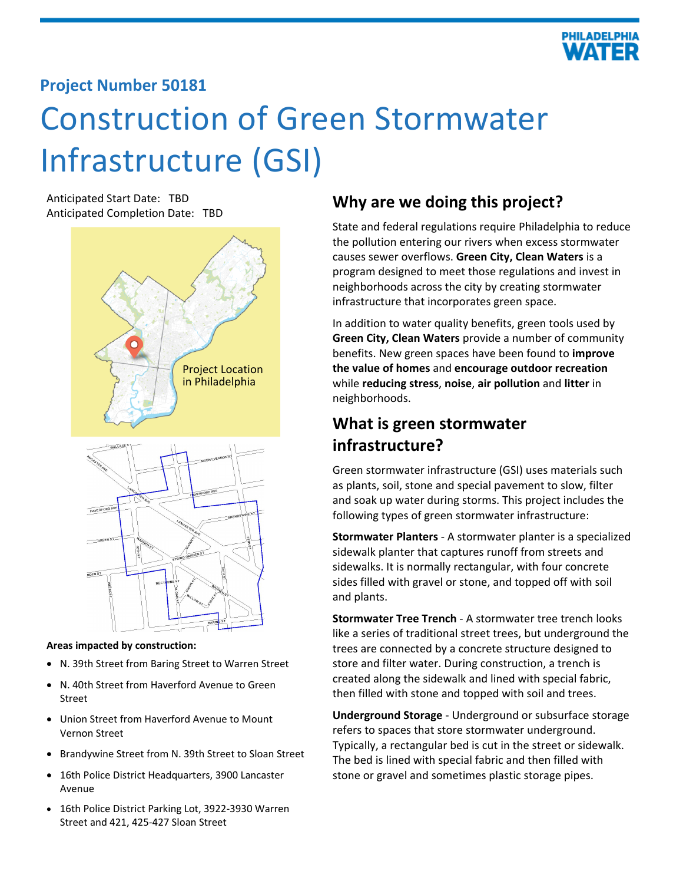**PHILADELPHIA WATER**

### Project Number 50181

# Construction of Green Stormwater Infrastructure (GSI)

Anticipated Start Date: TBD
Anticipated Completion Date: TBD

Project Location in Philadelphia

**Areas impacted by construction:**

- N. 39th Street from Baring Street to Warren Street
- N. 40th Street from Haverford Avenue to Green Street
- Union Street from Haverford Avenue to Mount Vernon Street
- Brandywine Street from N. 39th Street to Sloan Street
- 16th Police District Headquarters, 3900 Lancaster Avenue
- 16th Police District Parking Lot, 3922-3930 Warren Street and 421, 425-427 Sloan Street

## Why are we doing this project?

State and federal regulations require Philadelphia to reduce the pollution entering our rivers when excess stormwater causes sewer overflows. **Green City, Clean Waters** is a program designed to meet those regulations and invest in neighborhoods across the city by creating stormwater infrastructure that incorporates green space.

In addition to water quality benefits, green tools used by **Green City, Clean Waters** provide a number of community benefits. New green spaces have been found to **improve the value of homes** and **encourage outdoor recreation** while **reducing stress**, **noise**, **air pollution** and **litter** in neighborhoods.

## What is green stormwater infrastructure?

Green stormwater infrastructure (GSI) uses materials such as plants, soil, stone and special pavement to slow, filter and soak up water during storms. This project includes the following types of green stormwater infrastructure:

**Stormwater Planters** - A stormwater planter is a specialized sidewalk planter that captures runoff from streets and sidewalks. It is normally rectangular, with four concrete sides filled with gravel or stone, and topped off with soil and plants.

**Stormwater Tree Trench** - A stormwater tree trench looks like a series of traditional street trees, but underground the trees are connected by a concrete structure designed to store and filter water. During construction, a trench is created along the sidewalk and lined with special fabric, then filled with stone and topped with soil and trees.

**Underground Storage** - Underground or subsurface storage refers to spaces that store stormwater underground. Typically, a rectangular bed is cut in the street or sidewalk. The bed is lined with special fabric and then filled with stone or gravel and sometimes plastic storage pipes.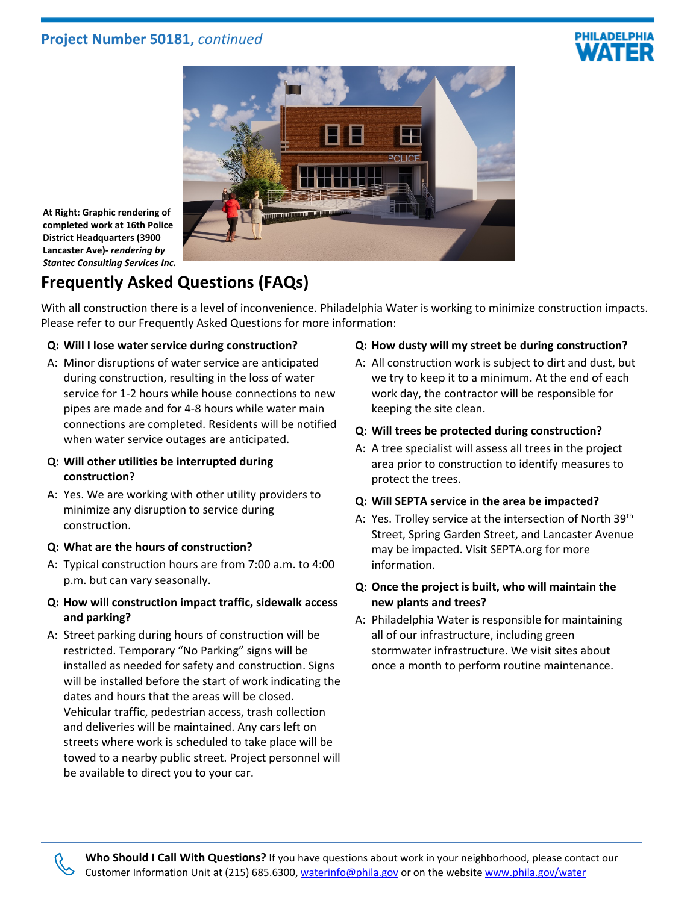At Right: Graphic rendering of completed work at 16th Police District Headquarters (3900 Lancaster Ave)- *rendering by Stantec Consulting Services Inc.*

# Frequently Asked Questions (FAQs)

With all construction there is a level of inconvenience. Philadelphia Water is working to minimize construction impacts. Please refer to our Frequently Asked Questions for more information:

**Q: Will I lose water service during construction?**

A: Minor disruptions of water service are anticipated during construction, resulting in the loss of water service for 1-2 hours while house connections to new pipes are made and for 4-8 hours while water main connections are completed. Residents will be notified when water service outages are anticipated.

**Q: Will other utilities be interrupted during construction?**

A: Yes. We are working with other utility providers to minimize any disruption to service during construction.

**Q: What are the hours of construction?**

A: Typical construction hours are from 7:00 a.m. to 4:00 p.m. but can vary seasonally.

**Q: How will construction impact traffic, sidewalk access and parking?**

A: Street parking during hours of construction will be restricted. Temporary "No Parking" signs will be installed as needed for safety and construction. Signs will be installed before the start of work indicating the dates and hours that the areas will be closed. Vehicular traffic, pedestrian access, trash collection and deliveries will be maintained. Any cars left on streets where work is scheduled to take place will be towed to a nearby public street. Project personnel will be available to direct you to your car.

**Q: How dusty will my street be during construction?**

A: All construction work is subject to dirt and dust, but we try to keep it to a minimum. At the end of each work day, the contractor will be responsible for keeping the site clean.

**Q: Will trees be protected during construction?**

A: A tree specialist will assess all trees in the project area prior to construction to identify measures to protect the trees.

**Q: Will SEPTA service in the area be impacted?**

A: Yes. Trolley service at the intersection of North 39th Street, Spring Garden Street, and Lancaster Avenue may be impacted. Visit SEPTA.org for more information.

**Q: Once the project is built, who will maintain the new plants and trees?**

A: Philadelphia Water is responsible for maintaining all of our infrastructure, including green stormwater infrastructure. We visit sites about once a month to perform routine maintenance.

**Who Should I Call With Questions?** If you have questions about work in your neighborhood, please contact our Customer Information Unit at (215) 685.6300, waterinfo@phila.gov or on the website www.phila.gov/water